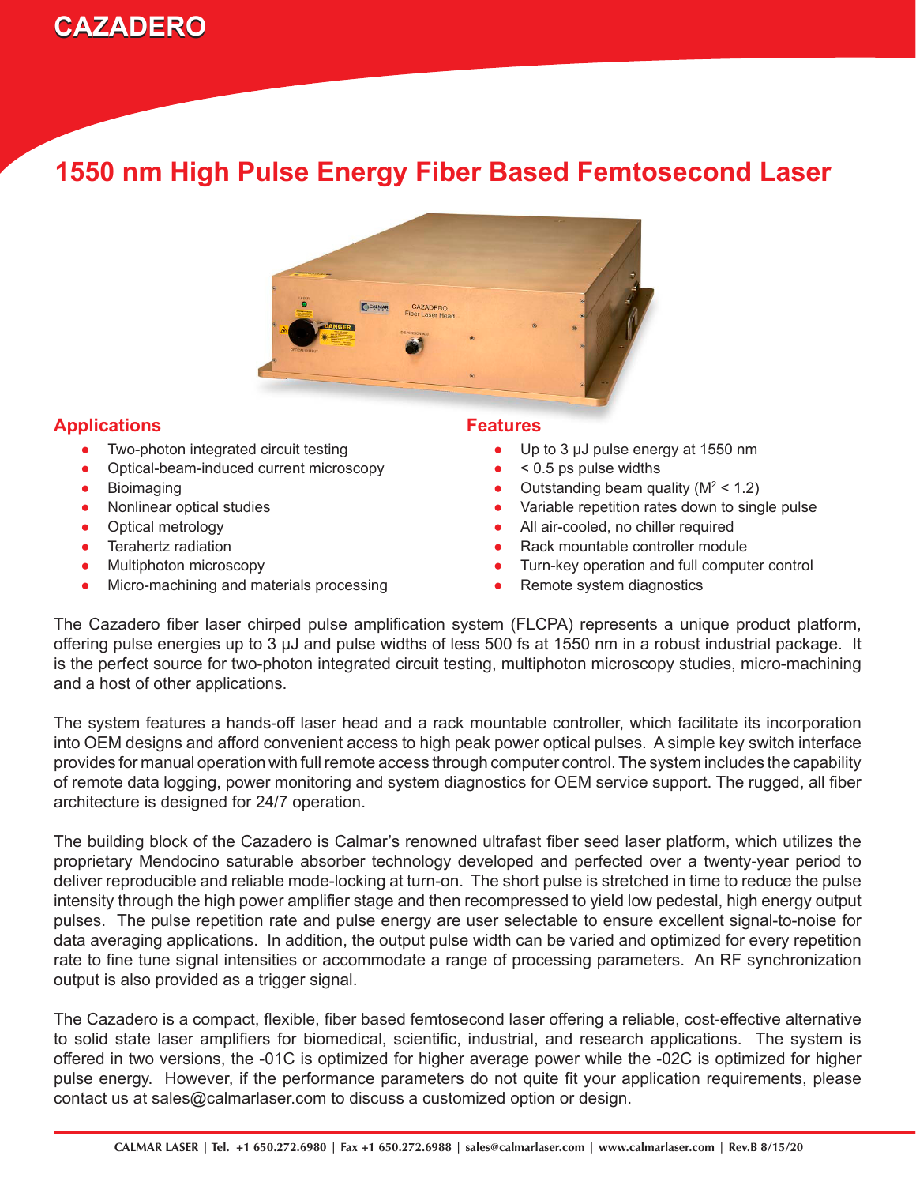# CAZADERO

## 1550 nm High Pulse Energy Fiber Based Femtosecond Laser

### Applications

- Two-photon integrated circuit testing
- Optical-beam-induced current microscopy
- Bioimaging
- Nonlinear optical studies
- Optical metrology
- Terahertz radiation
- Multiphoton microscopy
- Micro-machining and materials processing

### Features

- Up to 3 µJ pulse energy at 1550 nm
- < 0.5 ps pulse widths
- Outstanding beam quality ($M^2 < 1.2$)
- Variable repetition rates down to single pulse
- All air-cooled, no chiller required
- Rack mountable controller module
- Turn-key operation and full computer control
- Remote system diagnostics

The Cazadero fiber laser chirped pulse amplification system (FLCPA) represents a unique product platform, offering pulse energies up to 3 µJ and pulse widths of less 500 fs at 1550 nm in a robust industrial package. It is the perfect source for two-photon integrated circuit testing, multiphoton microscopy studies, micro-machining and a host of other applications.

The system features a hands-off laser head and a rack mountable controller, which facilitate its incorporation into OEM designs and afford convenient access to high peak power optical pulses. A simple key switch interface provides for manual operation with full remote access through computer control. The system includes the capability of remote data logging, power monitoring and system diagnostics for OEM service support. The rugged, all fiber architecture is designed for 24/7 operation.

The building block of the Cazadero is Calmar's renowned ultrafast fiber seed laser platform, which utilizes the proprietary Mendocino saturable absorber technology developed and perfected over a twenty-year period to deliver reproducible and reliable mode-locking at turn-on. The short pulse is stretched in time to reduce the pulse intensity through the high power amplifier stage and then recompressed to yield low pedestal, high energy output pulses. The pulse repetition rate and pulse energy are user selectable to ensure excellent signal-to-noise for data averaging applications. In addition, the output pulse width can be varied and optimized for every repetition rate to fine tune signal intensities or accommodate a range of processing parameters. An RF synchronization output is also provided as a trigger signal.

The Cazadero is a compact, flexible, fiber based femtosecond laser offering a reliable, cost-effective alternative to solid state laser amplifiers for biomedical, scientific, industrial, and research applications. The system is offered in two versions, the -01C is optimized for higher average power while the -02C is optimized for higher pulse energy. However, if the performance parameters do not quite fit your application requirements, please contact us at sales@calmarlaser.com to discuss a customized option or design.

CALMAR LASER | Tel. +1 650.272.6980 | Fax +1 650.272.6988 | sales@calmarlaser.com | www.calmarlaser.com | Rev.B 8/15/20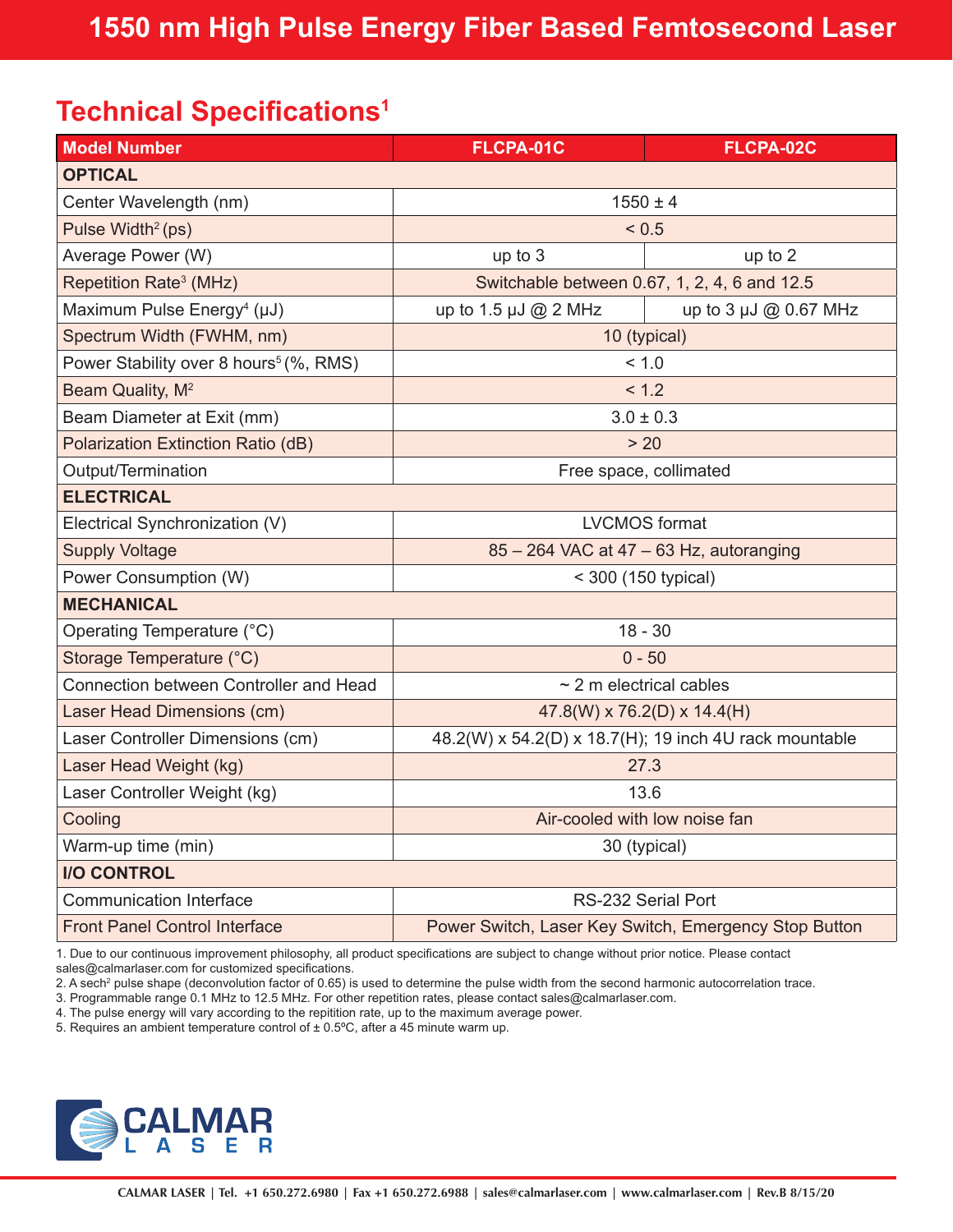// 1550 nm High Pulse Energy Fiber Based Femtosecond Laser

## Technical Specifications[1]

| Model Number | FLCPA-01C | FLCPA-02C |
|---|---|---|
| **OPTICAL** | | |
| Center Wavelength (nm) | 1550 ± 4 | |
| Pulse Width[2] (ps) | < 0.5 | |
| Average Power (W) | up to 3 | up to 2 |
| Repetition Rate[3] (MHz) | Switchable between 0.67, 1, 2, 4, 6 and 12.5 | |
| Maximum Pulse Energy[4] (μJ) | up to 1.5 μJ @ 2 MHz | up to 3 μJ @ 0.67 MHz |
| Spectrum Width (FWHM, nm) | 10 (typical) | |
| Power Stability over 8 hours[5] (%, RMS) | < 1.0 | |
| Beam Quality, $M^2$ | < 1.2 | |
| Beam Diameter at Exit (mm) | 3.0 ± 0.3 | |
| Polarization Extinction Ratio (dB) | > 20 | |
| Output/Termination | Free space, collimated | |
| **ELECTRICAL** | | |
| Electrical Synchronization (V) | LVCMOS format | |
| Supply Voltage | 85 – 264 VAC at 47 – 63 Hz, autoranging | |
| Power Consumption (W) | < 300 (150 typical) | |
| **MECHANICAL** | | |
| Operating Temperature (°C) | 18 - 30 | |
| Storage Temperature (°C) | 0 - 50 | |
| Connection between Controller and Head | ~ 2 m electrical cables | |
| Laser Head Dimensions (cm) | 47.8(W) x 76.2(D) x 14.4(H) | |
| Laser Controller Dimensions (cm) | 48.2(W) x 54.2(D) x 18.7(H); 19 inch 4U rack mountable | |
| Laser Head Weight (kg) | 27.3 | |
| Laser Controller Weight (kg) | 13.6 | |
| Cooling | Air-cooled with low noise fan | |
| Warm-up time (min) | 30 (typical) | |
| **I/O CONTROL** | | |
| Communication Interface | RS-232 Serial Port | |
| Front Panel Control Interface | Power Switch, Laser Key Switch, Emergency Stop Button | |

1. Due to our continuous improvement philosophy, all product specifications are subject to change without prior notice. Please contact sales@calmarlaser.com for customized specifications.
2. A $sech^2$ pulse shape (deconvolution factor of 0.65) is used to determine the pulse width from the second harmonic autocorrelation trace.
3. Programmable range 0.1 MHz to 12.5 MHz. For other repetition rates, please contact sales@calmarlaser.com.
4. The pulse energy will vary according to the repitition rate, up to the maximum average power.
5. Requires an ambient temperature control of ± 0.5ºC, after a 45 minute warm up.

CALMAR LASER

CALMAR LASER | Tel. +1 650.272.6980 | Fax +1 650.272.6988 | sales@calmarlaser.com | www.calmarlaser.com | Rev.B 8/15/20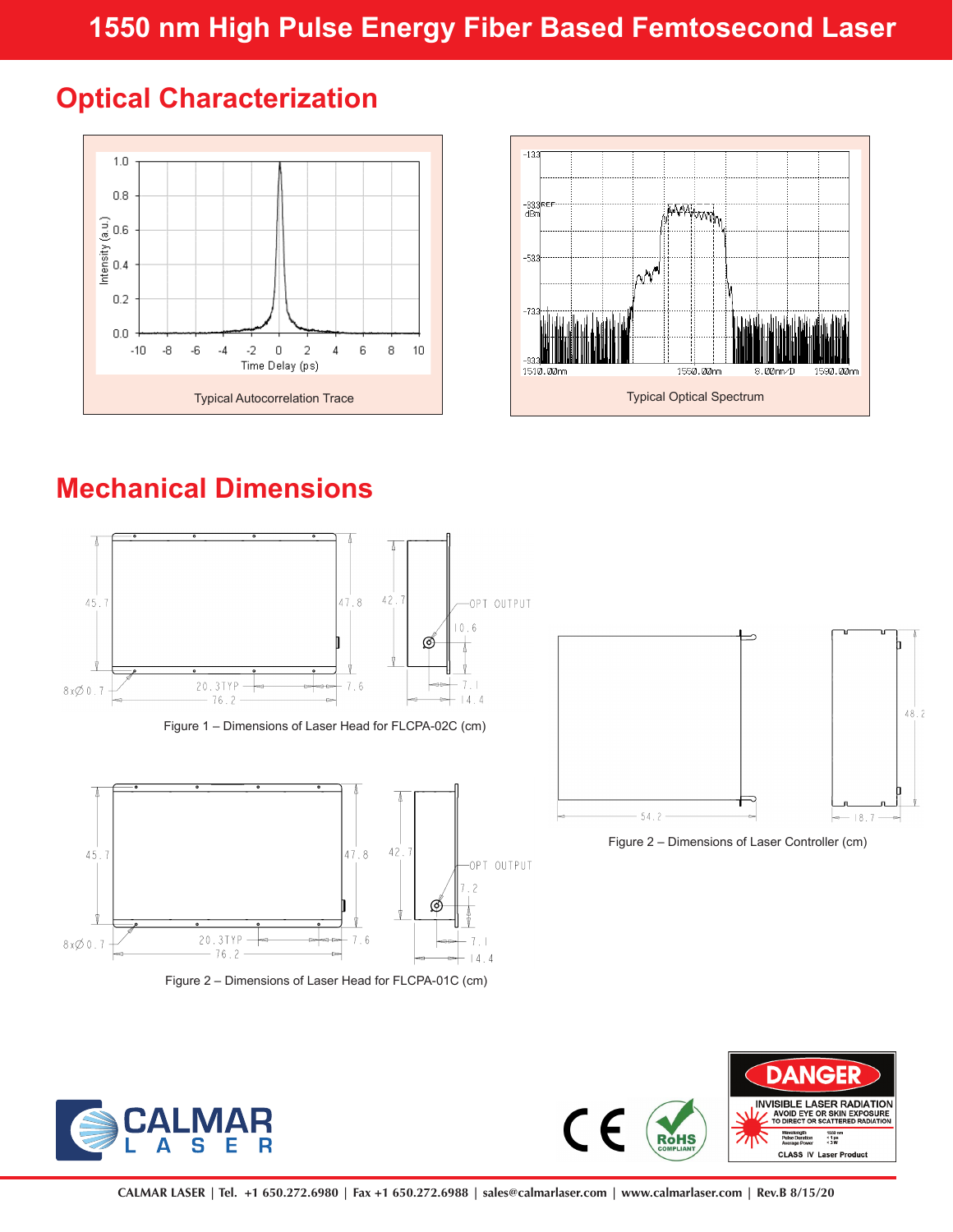# 1550 nm High Pulse Energy Fiber Based Femtosecond Laser

## Optical Characterization

1.0
0.8
0.6
0.4
0.2
0.0
Intensity (a.u.)
-10 -8 -6 -4 -2 0 2 4 6 8 10
Time Delay (ps)

Typical Autocorrelation Trace

-13.3
-33.3 REF dBm
-53.3
-73.3
-93.3
1510.00nm 1550.00nm 8.00nm/D 1590.00nm

Typical Optical Spectrum

## Mechanical Dimensions

45.7
47.8
42.7
OPT OUTPUT
10.6
8x∅0.7
20.3TYP
7.6
76.2
7.1
14.4

Figure 1 – Dimensions of Laser Head for FLCPA-02C (cm)

45.7
47.8
42.7
OPT OUTPUT
7.2
8x∅0.7
20.3TYP
7.6
76.2
7.1
14.4

Figure 2 – Dimensions of Laser Head for FLCPA-01C (cm)

48.2
54.2
18.7

Figure 2 – Dimensions of Laser Controller (cm)

CALMAR LASER

CE

RoHS COMPLIANT

DANGER
INVISIBLE LASER RADIATION
AVOID EYE OR SKIN EXPOSURE
TO DIRECT OR SCATTERED RADIATION
Wavelength 1550 nm
Pulse Duration < 1 ps
Average Power < 3 W
CLASS IV Laser Product

CALMAR LASER | Tel. +1 650.272.6980 | Fax +1 650.272.6988 | sales@calmarlaser.com | www.calmarlaser.com | Rev.B 8/15/20